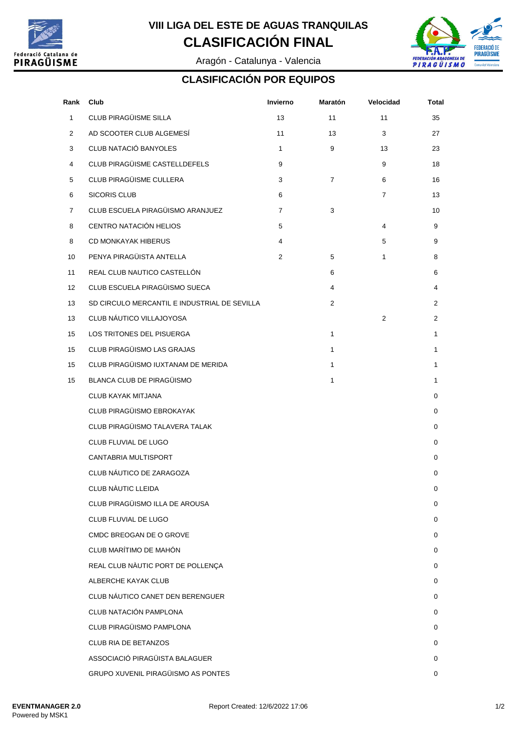# VIII LIGA DEL ESTE DE AGUAS TRANQUILAS

## CLASIFICACIÓN FINAL

Aragón - Catalunya - Valencia

## CLASIFICACIÓN POR EQUIPOS

| Rank | Club | Invierno | Maratón | Velocidad | Total |
|---|---|---|---|---|---|
| 1 | CLUB PIRAGÜISME SILLA | 13 | 11 | 11 | 35 |
| 2 | AD SCOOTER CLUB ALGEMESÍ | 11 | 13 | 3 | 27 |
| 3 | CLUB NATACIÓ BANYOLES | 1 | 9 | 13 | 23 |
| 4 | CLUB PIRAGÜISME CASTELLDEFELS | 9 | | 9 | 18 |
| 5 | CLUB PIRAGÜISME CULLERA | 3 | 7 | 6 | 16 |
| 6 | SICORIS CLUB | 6 | | 7 | 13 |
| 7 | CLUB ESCUELA PIRAGÜISMO ARANJUEZ | 7 | 3 | | 10 |
| 8 | CENTRO NATACIÓN HELIOS | 5 | | 4 | 9 |
| 8 | CD MONKAYAK HIBERUS | 4 | | 5 | 9 |
| 10 | PENYA PIRAGÜISTA ANTELLA | 2 | 5 | 1 | 8 |
| 11 | REAL CLUB NAUTICO CASTELLÓN | | 6 | | 6 |
| 12 | CLUB ESCUELA PIRAGÜISMO SUECA | | 4 | | 4 |
| 13 | SD CIRCULO MERCANTIL E INDUSTRIAL DE SEVILLA | | 2 | | 2 |
| 13 | CLUB NÁUTICO VILLAJOYOSA | | | 2 | 2 |
| 15 | LOS TRITONES DEL PISUERGA | | 1 | | 1 |
| 15 | CLUB PIRAGÜISMO LAS GRAJAS | | 1 | | 1 |
| 15 | CLUB PIRAGÜISMO IUXTANAM DE MERIDA | | 1 | | 1 |
| 15 | BLANCA CLUB DE PIRAGÜISMO | | 1 | | 1 |
| | CLUB KAYAK MITJANA | | | | 0 |
| | CLUB PIRAGÜISMO EBROKAYAK | | | | 0 |
| | CLUB PIRAGÜISMO TALAVERA TALAK | | | | 0 |
| | CLUB FLUVIAL DE LUGO | | | | 0 |
| | CANTABRIA MULTISPORT | | | | 0 |
| | CLUB NÁUTICO DE ZARAGOZA | | | | 0 |
| | CLUB NÀUTIC LLEIDA | | | | 0 |
| | CLUB PIRAGÜISMO ILLA DE AROUSA | | | | 0 |
| | CLUB FLUVIAL DE LUGO | | | | 0 |
| | CMDC BREOGAN DE O GROVE | | | | 0 |
| | CLUB MARÍTIMO DE MAHÓN | | | | 0 |
| | REAL CLUB NÀUTIC PORT DE POLLENÇA | | | | 0 |
| | ALBERCHE KAYAK CLUB | | | | 0 |
| | CLUB NÁUTICO CANET DEN BERENGUER | | | | 0 |
| | CLUB NATACIÓN PAMPLONA | | | | 0 |
| | CLUB PIRAGÜISMO PAMPLONA | | | | 0 |
| | CLUB RIA DE BETANZOS | | | | 0 |
| | ASSOCIACIÓ PIRAGÜISTA BALAGUER | | | | 0 |
| | GRUPO XUVENIL PIRAGÜISMO AS PONTES | | | | 0 |

**EVENTMANAGER 2.0**
Powered by MSK1

Report Created: 12/6/2022 17:06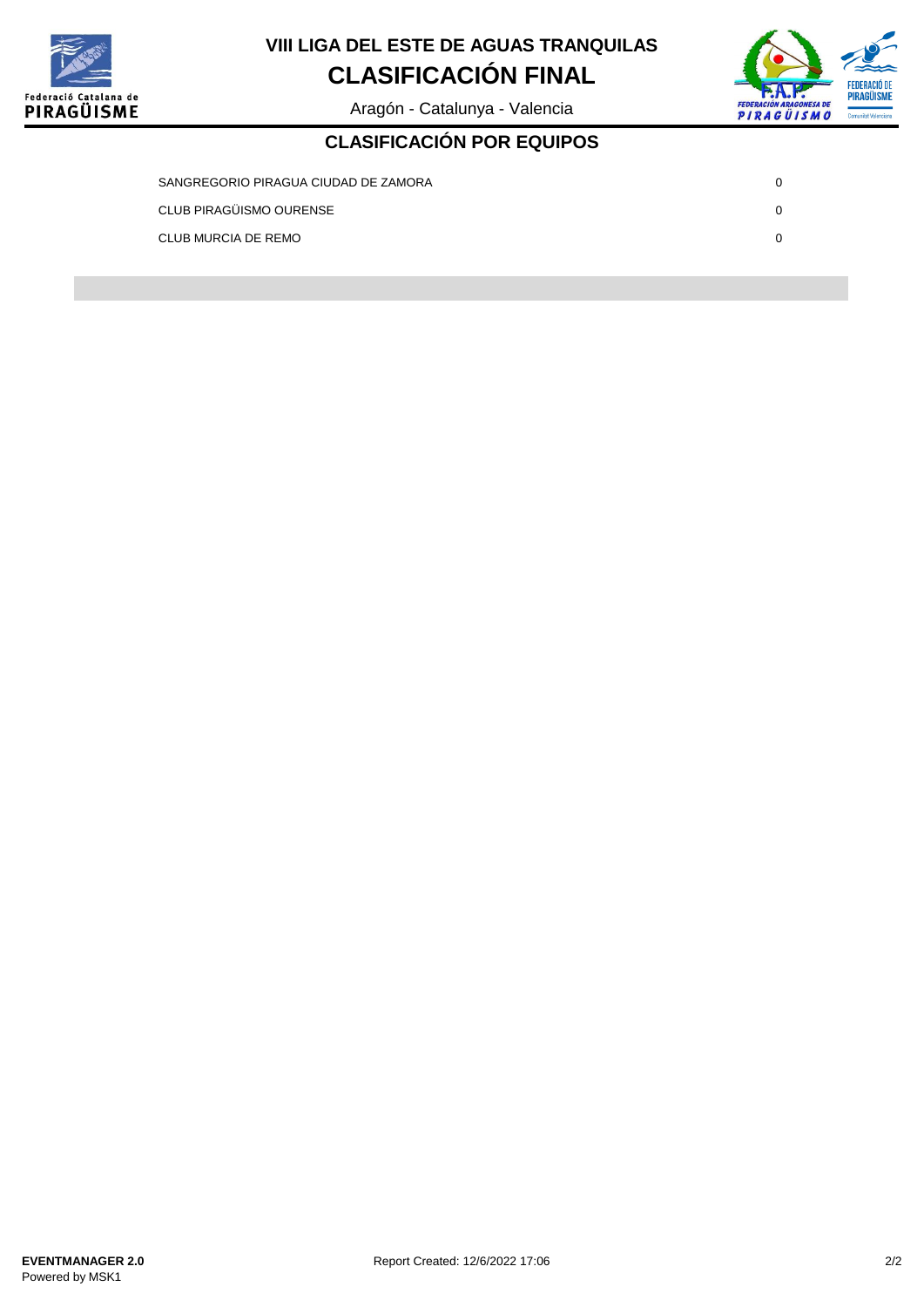# VIII LIGA DEL ESTE DE AGUAS TRANQUILAS

# CLASIFICACIÓN FINAL

Aragón - Catalunya - Valencia

## CLASIFICACIÓN POR EQUIPOS

| | |
|---|---|
| SANGREGORIO PIRAGUA CIUDAD DE ZAMORA | 0 |
| CLUB PIRAGÜISMO OURENSE | 0 |
| CLUB MURCIA DE REMO | 0 |

**EVENTMANAGER 2.0**
Powered by MSK1

Report Created: 12/6/2022 17:06